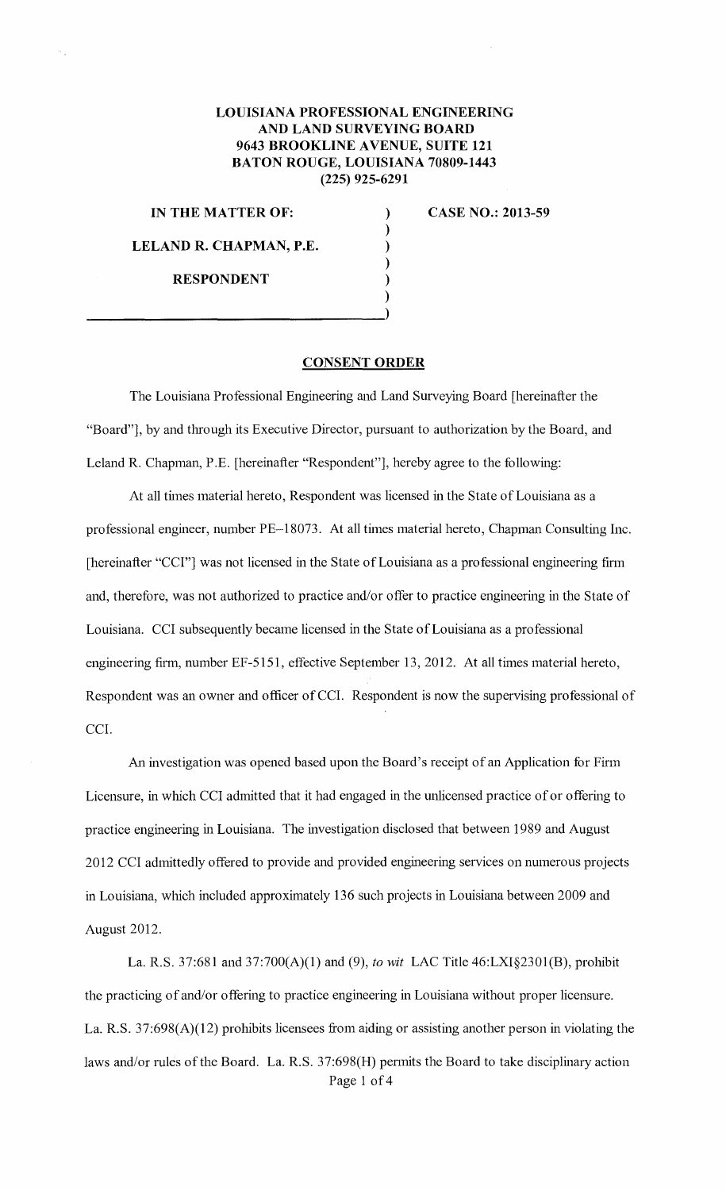**LOUISIANA PROFESSIONAL ENGINEERING AND LAND SURVEYING BOARD**
**9643 BROOKLINE AVENUE, SUITE 121**
**BATON ROUGE, LOUISIANA 70809-1443**
**(225) 925-6291**

**IN THE MATTER OF:**

**LELAND R. CHAPMAN, P.E.**

**RESPONDENT**

**CASE NO.: 2013-59**

## CONSENT ORDER

The Louisiana Professional Engineering and Land Surveying Board [hereinafter the "Board"], by and through its Executive Director, pursuant to authorization by the Board, and Leland R. Chapman, P.E. [hereinafter "Respondent"], hereby agree to the following:

At all times material hereto, Respondent was licensed in the State of Louisiana as a professional engineer, number PE-18073. At all times material hereto, Chapman Consulting Inc. [hereinafter "CCI"] was not licensed in the State of Louisiana as a professional engineering firm and, therefore, was not authorized to practice and/or offer to practice engineering in the State of Louisiana. CCI subsequently became licensed in the State of Louisiana as a professional engineering firm, number EF-5151, effective September 13, 2012. At all times material hereto, Respondent was an owner and officer of CCI. Respondent is now the supervising professional of CCI.

An investigation was opened based upon the Board's receipt of an Application for Firm Licensure, in which CCI admitted that it had engaged in the unlicensed practice of or offering to practice engineering in Louisiana. The investigation disclosed that between 1989 and August 2012 CCI admittedly offered to provide and provided engineering services on numerous projects in Louisiana, which included approximately 136 such projects in Louisiana between 2009 and August 2012.

La. R.S. 37:681 and 37:700(A)(1) and (9), *to wit* LAC Title 46:LXI§2301(B), prohibit the practicing of and/or offering to practice engineering in Louisiana without proper licensure. La. R.S. 37:698(A)(12) prohibits licensees from aiding or assisting another person in violating the laws and/or rules of the Board. La. R.S. 37:698(H) permits the Board to take disciplinary action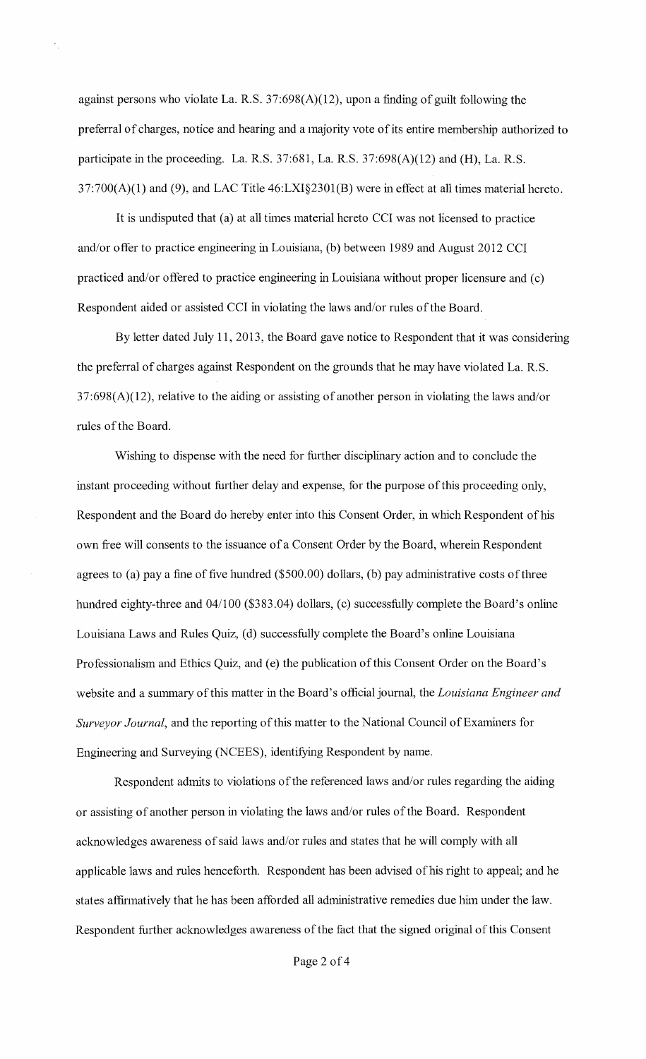against persons who violate La. R.S. 37:698(A)(12), upon a finding of guilt following the preferral of charges, notice and hearing and a majority vote of its entire membership authorized to participate in the proceeding. La. R.S. 37:681, La. R.S. 37:698(A)(12) and (H), La. R.S. 37:700(A)(1) and (9), and LAC Title 46:LXI§2301(B) were in effect at all times material hereto.

It is undisputed that (a) at all times material hereto CCI was not licensed to practice and/or offer to practice engineering in Louisiana, (b) between 1989 and August 2012 CCI practiced and/or offered to practice engineering in Louisiana without proper licensure and (c) Respondent aided or assisted CCI in violating the laws and/or rules of the Board.

By letter dated July 11, 2013, the Board gave notice to Respondent that it was considering the preferral of charges against Respondent on the grounds that he may have violated La. R.S. 37:698(A)(12), relative to the aiding or assisting of another person in violating the laws and/or rules of the Board.

Wishing to dispense with the need for further disciplinary action and to conclude the instant proceeding without further delay and expense, for the purpose of this proceeding only, Respondent and the Board do hereby enter into this Consent Order, in which Respondent of his own free will consents to the issuance of a Consent Order by the Board, wherein Respondent agrees to (a) pay a fine of five hundred ($500.00) dollars, (b) pay administrative costs of three hundred eighty-three and 04/100 ($383.04) dollars, (c) successfully complete the Board's online Louisiana Laws and Rules Quiz, (d) successfully complete the Board's online Louisiana Professionalism and Ethics Quiz, and (e) the publication of this Consent Order on the Board's website and a summary of this matter in the Board's official journal, the *Louisiana Engineer and Surveyor Journal*, and the reporting of this matter to the National Council of Examiners for Engineering and Surveying (NCEES), identifying Respondent by name.

Respondent admits to violations of the referenced laws and/or rules regarding the aiding or assisting of another person in violating the laws and/or rules of the Board. Respondent acknowledges awareness of said laws and/or rules and states that he will comply with all applicable laws and rules henceforth. Respondent has been advised of his right to appeal; and he states affirmatively that he has been afforded all administrative remedies due him under the law. Respondent further acknowledges awareness of the fact that the signed original of this Consent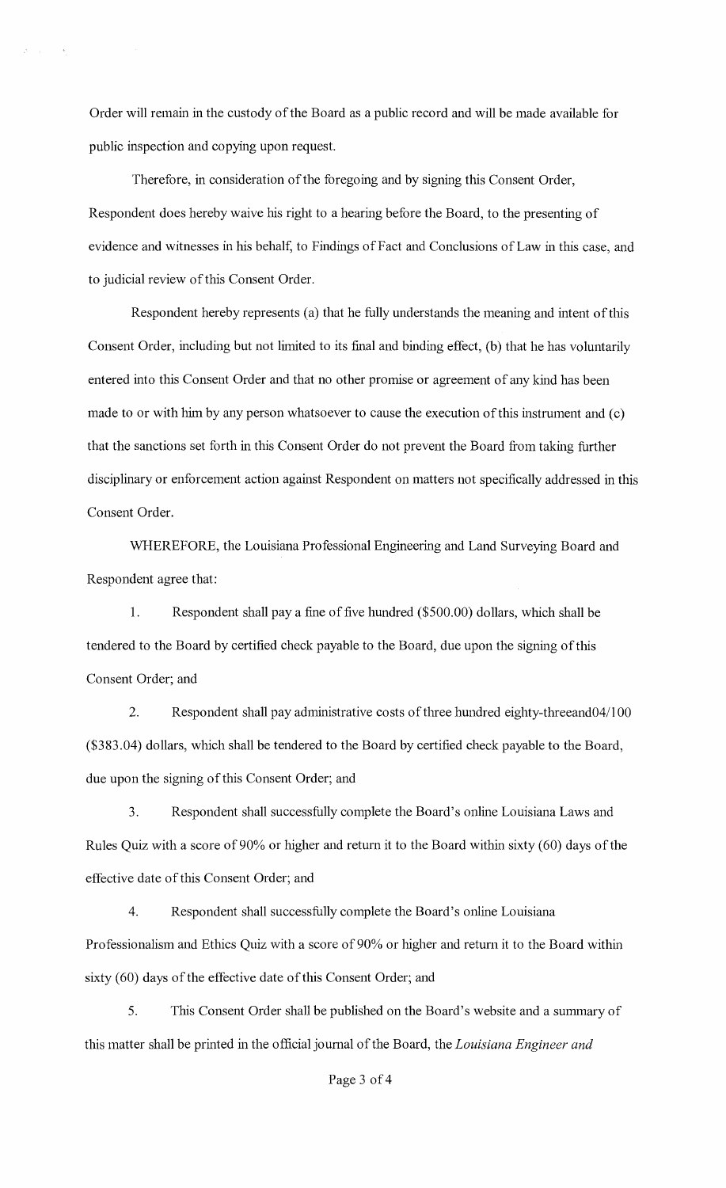Order will remain in the custody of the Board as a public record and will be made available for public inspection and copying upon request.

Therefore, in consideration of the foregoing and by signing this Consent Order, Respondent does hereby waive his right to a hearing before the Board, to the presenting of evidence and witnesses in his behalf, to Findings of Fact and Conclusions of Law in this case, and to judicial review of this Consent Order.

Respondent hereby represents (a) that he fully understands the meaning and intent of this Consent Order, including but not limited to its final and binding effect, (b) that he has voluntarily entered into this Consent Order and that no other promise or agreement of any kind has been made to or with him by any person whatsoever to cause the execution of this instrument and (c) that the sanctions set forth in this Consent Order do not prevent the Board from taking further disciplinary or enforcement action against Respondent on matters not specifically addressed in this Consent Order.

WHEREFORE, the Louisiana Professional Engineering and Land Surveying Board and Respondent agree that:

1. Respondent shall pay a fine of five hundred ($500.00) dollars, which shall be tendered to the Board by certified check payable to the Board, due upon the signing of this Consent Order; and

2. Respondent shall pay administrative costs of three hundred eighty-threeand04/100 ($383.04) dollars, which shall be tendered to the Board by certified check payable to the Board, due upon the signing of this Consent Order; and

3. Respondent shall successfully complete the Board's online Louisiana Laws and Rules Quiz with a score of 90% or higher and return it to the Board within sixty (60) days of the effective date of this Consent Order; and

4. Respondent shall successfully complete the Board's online Louisiana Professionalism and Ethics Quiz with a score of 90% or higher and return it to the Board within sixty (60) days of the effective date of this Consent Order; and

5. This Consent Order shall be published on the Board's website and a summary of this matter shall be printed in the official journal of the Board, the *Louisiana Engineer and*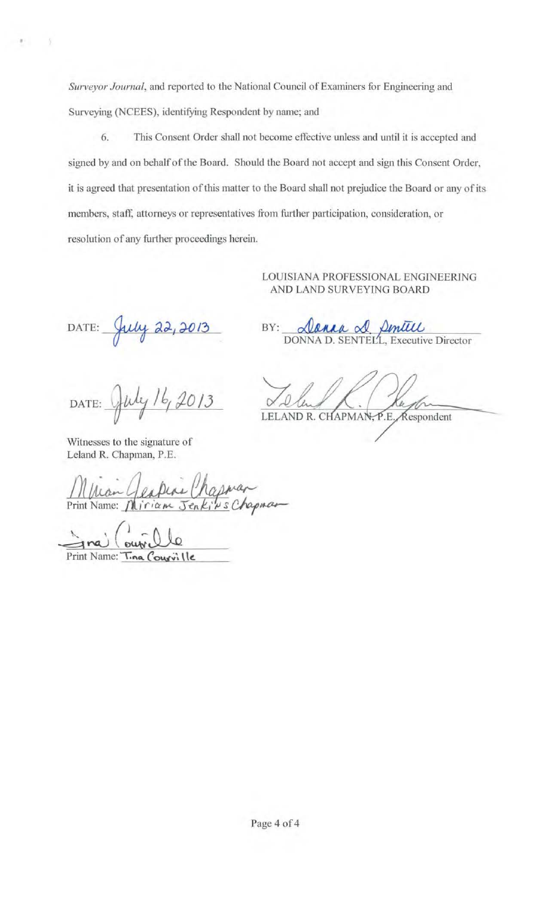*Surveyor Journal*, and reported to the National Council of Examiners for Engineering and Surveying (NCEES), identifying Respondent by name; and

6. This Consent Order shall not become effective unless and until it is accepted and signed by and on behalf of the Board. Should the Board not accept and sign this Consent Order, it is agreed that presentation of this matter to the Board shall not prejudice the Board or any of its members, staff, attorneys or representatives from further participation, consideration, or resolution of any further proceedings herein.

LOUISIANA PROFESSIONAL ENGINEERING AND LAND SURVEYING BOARD

DATE: July 22, 2013

BY: Donna D. Sentell
DONNA D. SENTELL, Executive Director

DATE: July 16, 2013

LELAND R. CHAPMAN, P.E., Respondent

Witnesses to the signature of Leland R. Chapman, P.E.

Miriam Jenkins Chapman
Print Name: Miriam Jenkins Chapman

Tina Courville
Print Name: Tina Courville